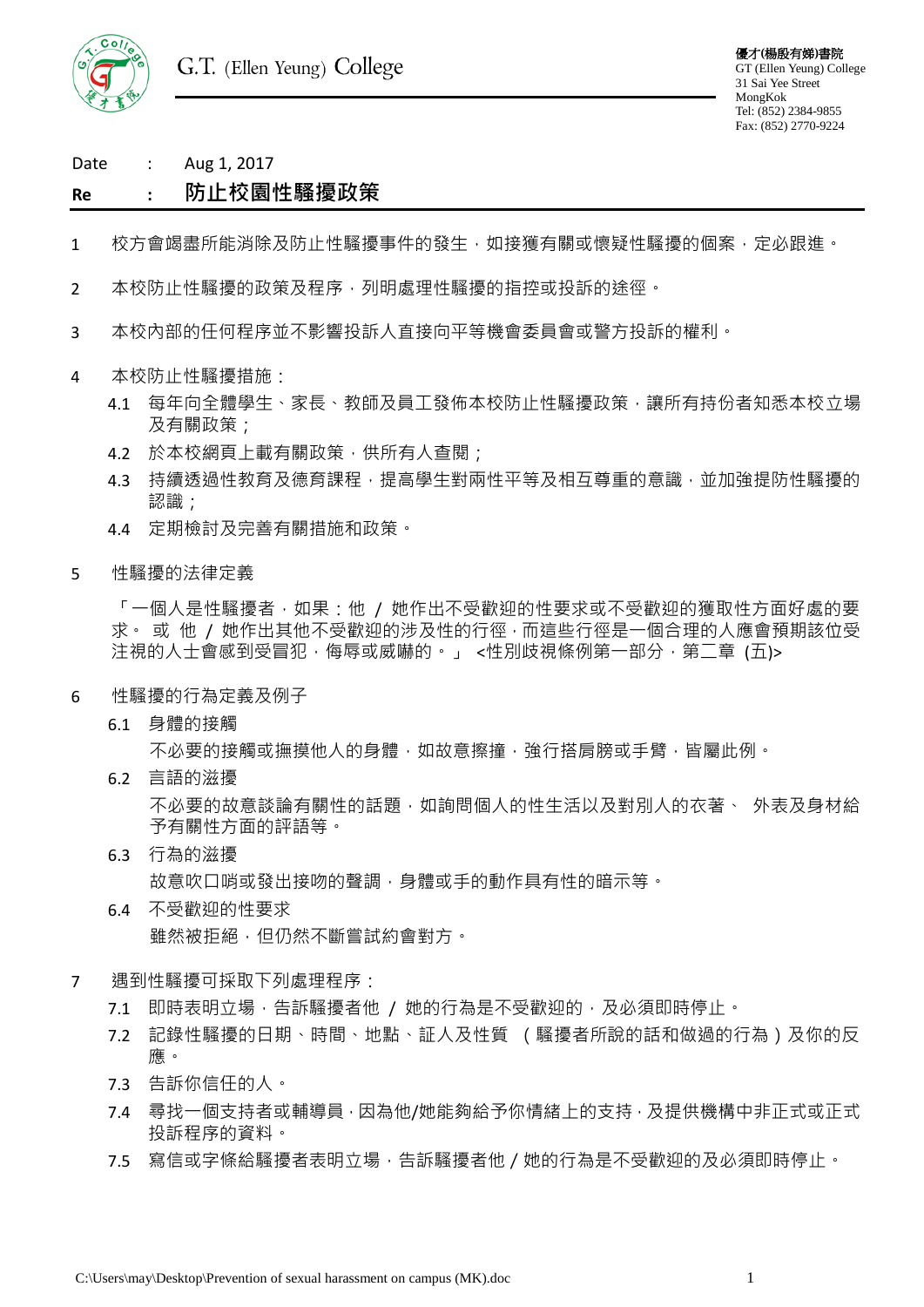G.T. (Ellen Yeung) College

**優才(楊殷有娣)書院**
GT (Ellen Yeung) College
31 Sai Yee Street
MongKok
Tel: (852) 2384-9855
Fax: (852) 2770-9224

Date : Aug 1, 2017

**Re : 防止校園性騷擾政策**

1. 校方會竭盡所能消除及防止性騷擾事件的發生，如接獲有關或懷疑性騷擾的個案，定必跟進。

2. 本校防止性騷擾的政策及程序，列明處理性騷擾的指控或投訴的途徑。

3. 本校內部的任何程序並不影響投訴人直接向平等機會委員會或警方投訴的權利。

4. 本校防止性騷擾措施：
   - 4.1 每年向全體學生、家長、教師及員工發佈本校防止性騷擾政策，讓所有持份者知悉本校立場及有關政策；
   - 4.2 於本校網頁上載有關政策，供所有人查閱；
   - 4.3 持續透過性教育及德育課程，提高學生對兩性平等及相互尊重的意識，並加強提防性騷擾的認識；
   - 4.4 定期檢討及完善有關措施和政策。

5. 性騷擾的法律定義

   「一個人是性騷擾者，如果：他 / 她作出不受歡迎的性要求或不受歡迎的獲取性方面好處的要求。 或 他 / 她作出其他不受歡迎的涉及性的行徑，而這些行徑是一個合理的人應會預期該位受注視的人士會感到受冒犯，侮辱或威嚇的。」 <性別歧視條例第一部分，第二章 (五)>

6. 性騷擾的行為定義及例子
   - 6.1 身體的接觸

     不必要的接觸或撫摸他人的身體，如故意擦撞，強行搭肩膀或手臂，皆屬此例。
   - 6.2 言語的滋擾

     不必要的故意談論有關性的話題，如詢問個人的性生活以及對別人的衣著、 外表及身材給予有關性方面的評語等。
   - 6.3 行為的滋擾

     故意吹口哨或發出接吻的聲調，身體或手的動作具有性的暗示等。
   - 6.4 不受歡迎的性要求

     雖然被拒絕，但仍然不斷嘗試約會對方。

7. 遇到性騷擾可採取下列處理程序：
   - 7.1 即時表明立場，告訴騷擾者他 / 她的行為是不受歡迎的，及必須即時停止。
   - 7.2 記錄性騷擾的日期、時間、地點、証人及性質 （騷擾者所說的話和做過的行為）及你的反應。
   - 7.3 告訴你信任的人。
   - 7.4 尋找一個支持者或輔導員，因為他/她能夠給予你情緒上的支持，及提供機構中非正式或正式投訴程序的資料。
   - 7.5 寫信或字條給騷擾者表明立場，告訴騷擾者他 / 她的行為是不受歡迎的及必須即時停止。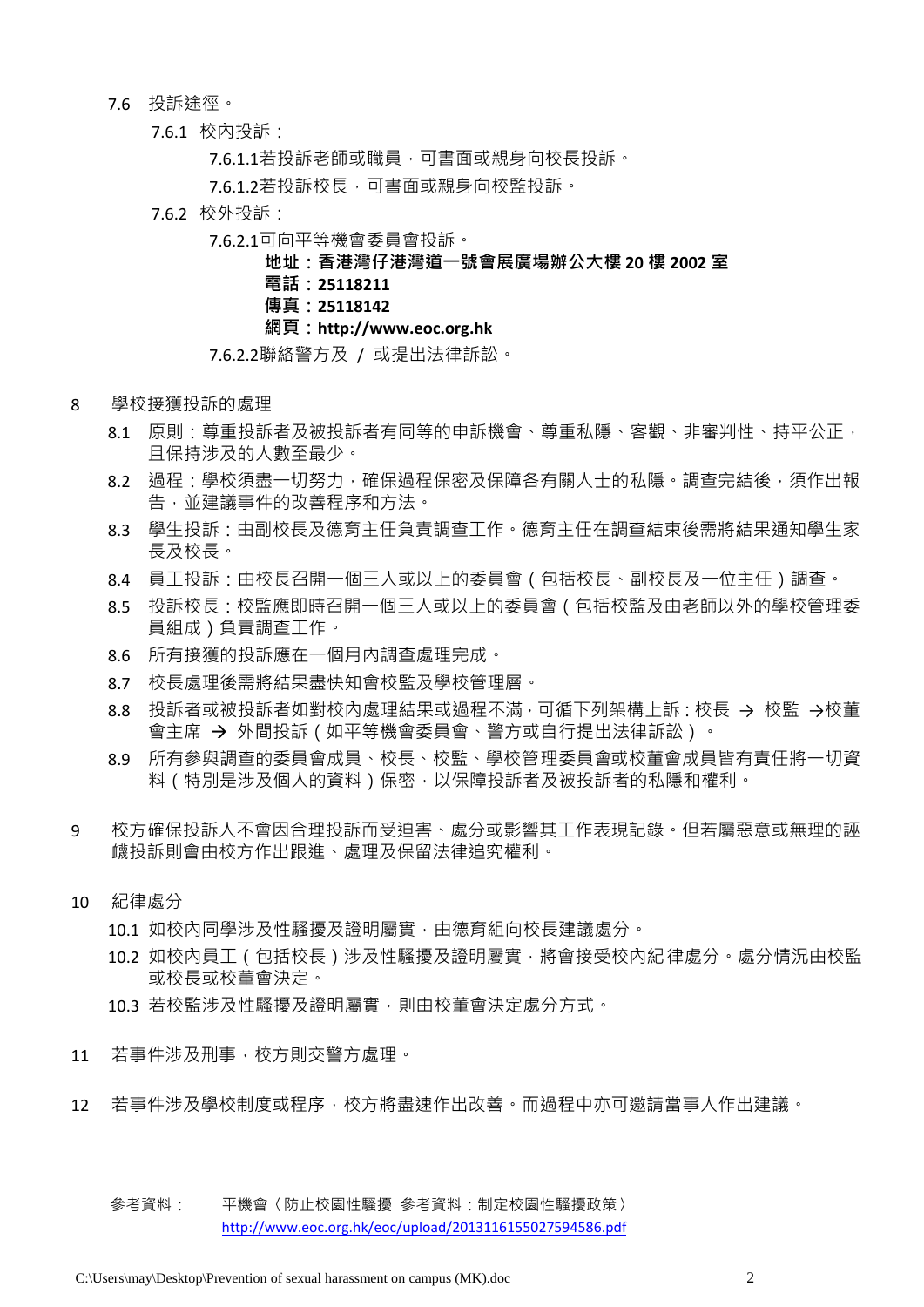7.6 投訴途徑。

7.6.1 校內投訴：

7.6.1.1若投訴老師或職員，可書面或親身向校長投訴。

7.6.1.2若投訴校長，可書面或親身向校監投訴。

7.6.2 校外投訴：

7.6.2.1可向平等機會委員會投訴。

**地址：香港灣仔港灣道一號會展廣場辦公大樓 20 樓 2002 室**
**電話：25118211**
**傳真：25118142**
**網頁：http://www.eoc.org.hk**

7.6.2.2聯絡警方及 / 或提出法律訴訟。

8 學校接獲投訴的處理

8.1 原則：尊重投訴者及被投訴者有同等的申訴機會、尊重私隱、客觀、非審判性、持平公正，且保持涉及的人數至最少。

8.2 過程：學校須盡一切努力，確保過程保密及保障各有關人士的私隱。調查完結後，須作出報告，並建議事件的改善程序和方法。

8.3 學生投訴：由副校長及德育主任負責調查工作。德育主任在調查結束後需將結果通知學生家長及校長。

8.4 員工投訴：由校長召開一個三人或以上的委員會（包括校長、副校長及一位主任）調查。

8.5 投訴校長：校監應即時召開一個三人或以上的委員會（包括校監及由老師以外的學校管理委員組成）負責調查工作。

8.6 所有接獲的投訴應在一個月內調查處理完成。

8.7 校長處理後需將結果盡快知會校監及學校管理層。

8.8 投訴者或被投訴者如對校內處理結果或過程不滿，可循下列架構上訴：校長 → 校監 →校董會主席 → 外間投訴（如平等機會委員會、警方或自行提出法律訴訟）。

8.9 所有參與調查的委員會成員、校長、校監、學校管理委員會或校董會成員皆有責任將一切資料（特別是涉及個人的資料）保密，以保障投訴者及被投訴者的私隱和權利。

9 校方確保投訴人不會因合理投訴而受迫害、處分或影響其工作表現記錄。但若屬惡意或無理的誣衊投訴則會由校方作出跟進、處理及保留法律追究權利。

10 紀律處分

10.1 如校內同學涉及性騷擾及證明屬實，由德育組向校長建議處分。

10.2 如校內員工（包括校長）涉及性騷擾及證明屬實，將會接受校內紀律處分。處分情況由校監或校長或校董會決定。

10.3 若校監涉及性騷擾及證明屬實，則由校董會決定處分方式。

11 若事件涉及刑事，校方則交警方處理。

12 若事件涉及學校制度或程序，校方將盡速作出改善。而過程中亦可邀請當事人作出建議。

參考資料： 平機會〈防止校園性騷擾 參考資料：制定校園性騷擾政策〉
http://www.eoc.org.hk/eoc/upload/2013116155027594586.pdf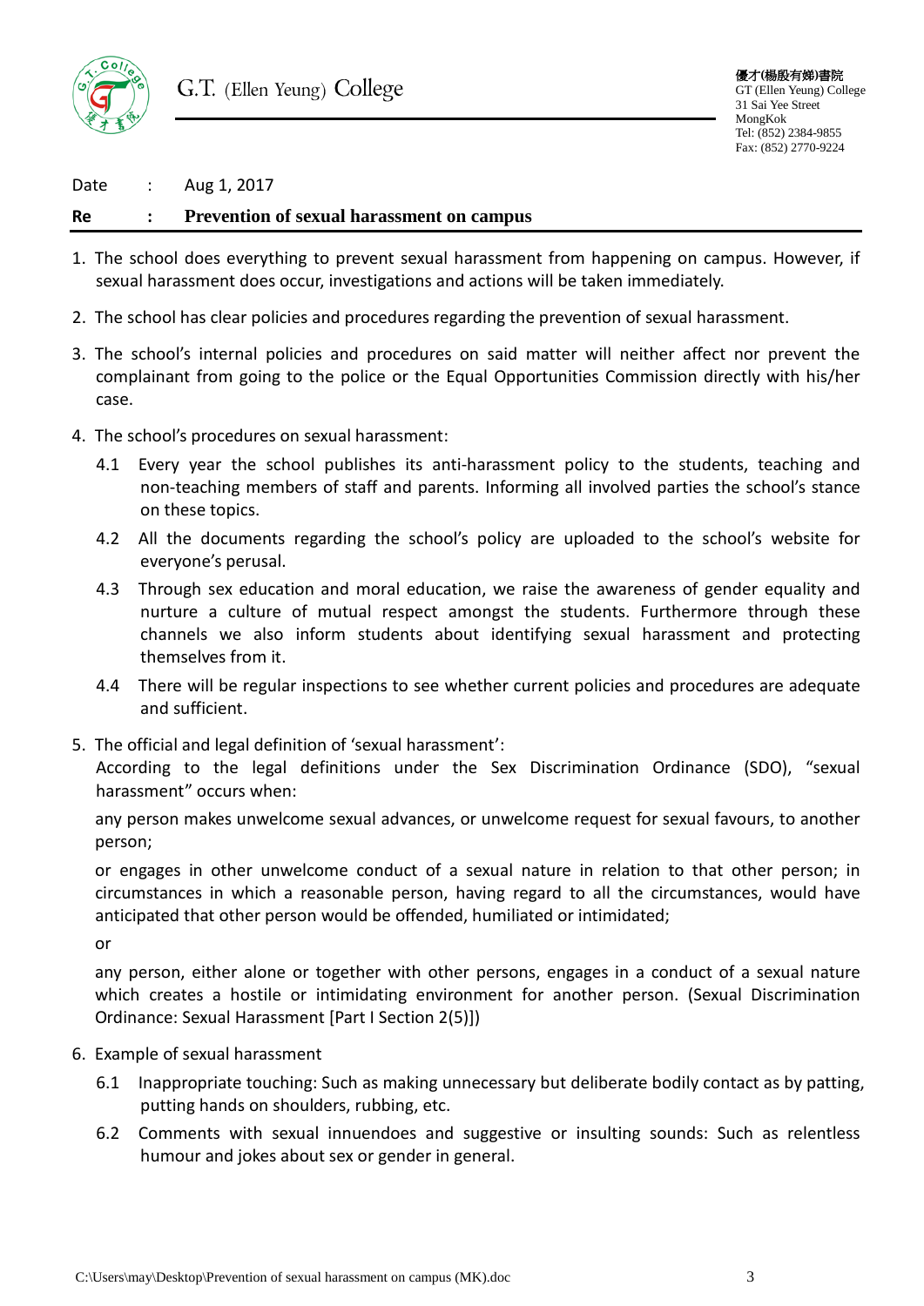G.T. (Ellen Yeung) College

優才(楊殷有娣)書院
GT (Ellen Yeung) College
31 Sai Yee Street
MongKok
Tel: (852) 2384-9855
Fax: (852) 2770-9224

Date : Aug 1, 2017

**Re : Prevention of sexual harassment on campus**

1. The school does everything to prevent sexual harassment from happening on campus. However, if sexual harassment does occur, investigations and actions will be taken immediately.
2. The school has clear policies and procedures regarding the prevention of sexual harassment.
3. The school's internal policies and procedures on said matter will neither affect nor prevent the complainant from going to the police or the Equal Opportunities Commission directly with his/her case.
4. The school's procedures on sexual harassment:
   - 4.1 Every year the school publishes its anti-harassment policy to the students, teaching and non-teaching members of staff and parents. Informing all involved parties the school's stance on these topics.
   - 4.2 All the documents regarding the school's policy are uploaded to the school's website for everyone's perusal.
   - 4.3 Through sex education and moral education, we raise the awareness of gender equality and nurture a culture of mutual respect amongst the students. Furthermore through these channels we also inform students about identifying sexual harassment and protecting themselves from it.
   - 4.4 There will be regular inspections to see whether current policies and procedures are adequate and sufficient.
5. The official and legal definition of 'sexual harassment':
   According to the legal definitions under the Sex Discrimination Ordinance (SDO), "sexual harassment" occurs when:

   any person makes unwelcome sexual advances, or unwelcome request for sexual favours, to another person;

   or engages in other unwelcome conduct of a sexual nature in relation to that other person; in circumstances in which a reasonable person, having regard to all the circumstances, would have anticipated that other person would be offended, humiliated or intimidated;

   or

   any person, either alone or together with other persons, engages in a conduct of a sexual nature which creates a hostile or intimidating environment for another person. (Sexual Discrimination Ordinance: Sexual Harassment [Part I Section 2(5)])
6. Example of sexual harassment
   - 6.1 Inappropriate touching: Such as making unnecessary but deliberate bodily contact as by patting, putting hands on shoulders, rubbing, etc.
   - 6.2 Comments with sexual innuendoes and suggestive or insulting sounds: Such as relentless humour and jokes about sex or gender in general.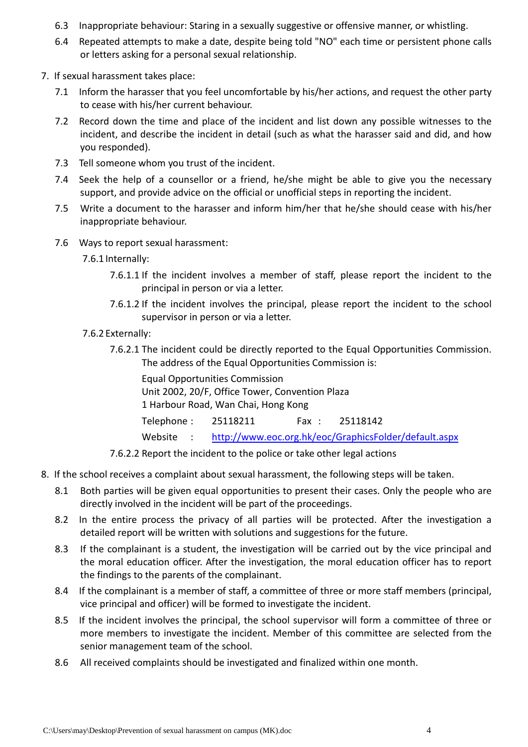6.3 Inappropriate behaviour: Staring in a sexually suggestive or offensive manner, or whistling.

6.4 Repeated attempts to make a date, despite being told "NO" each time or persistent phone calls or letters asking for a personal sexual relationship.

7. If sexual harassment takes place:

   7.1 Inform the harasser that you feel uncomfortable by his/her actions, and request the other party to cease with his/her current behaviour.

   7.2 Record down the time and place of the incident and list down any possible witnesses to the incident, and describe the incident in detail (such as what the harasser said and did, and how you responded).

   7.3 Tell someone whom you trust of the incident.

   7.4 Seek the help of a counsellor or a friend, he/she might be able to give you the necessary support, and provide advice on the official or unofficial steps in reporting the incident.

   7.5 Write a document to the harasser and inform him/her that he/she should cease with his/her inappropriate behaviour.

   7.6 Ways to report sexual harassment:

   7.6.1 Internally:

   7.6.1.1 If the incident involves a member of staff, please report the incident to the principal in person or via a letter.

   7.6.1.2 If the incident involves the principal, please report the incident to the school supervisor in person or via a letter.

   7.6.2 Externally:

   7.6.2.1 The incident could be directly reported to the Equal Opportunities Commission. The address of the Equal Opportunities Commission is:

   Equal Opportunities Commission
   Unit 2002, 20/F, Office Tower, Convention Plaza
   1 Harbour Road, Wan Chai, Hong Kong

   Telephone : 25118211 Fax : 25118142

   Website : http://www.eoc.org.hk/eoc/GraphicsFolder/default.aspx

   7.6.2.2 Report the incident to the police or take other legal actions

8. If the school receives a complaint about sexual harassment, the following steps will be taken.

   8.1 Both parties will be given equal opportunities to present their cases. Only the people who are directly involved in the incident will be part of the proceedings.

   8.2 In the entire process the privacy of all parties will be protected. After the investigation a detailed report will be written with solutions and suggestions for the future.

   8.3 If the complainant is a student, the investigation will be carried out by the vice principal and the moral education officer. After the investigation, the moral education officer has to report the findings to the parents of the complainant.

   8.4 If the complainant is a member of staff, a committee of three or more staff members (principal, vice principal and officer) will be formed to investigate the incident.

   8.5 If the incident involves the principal, the school supervisor will form a committee of three or more members to investigate the incident. Member of this committee are selected from the senior management team of the school.

   8.6 All received complaints should be investigated and finalized within one month.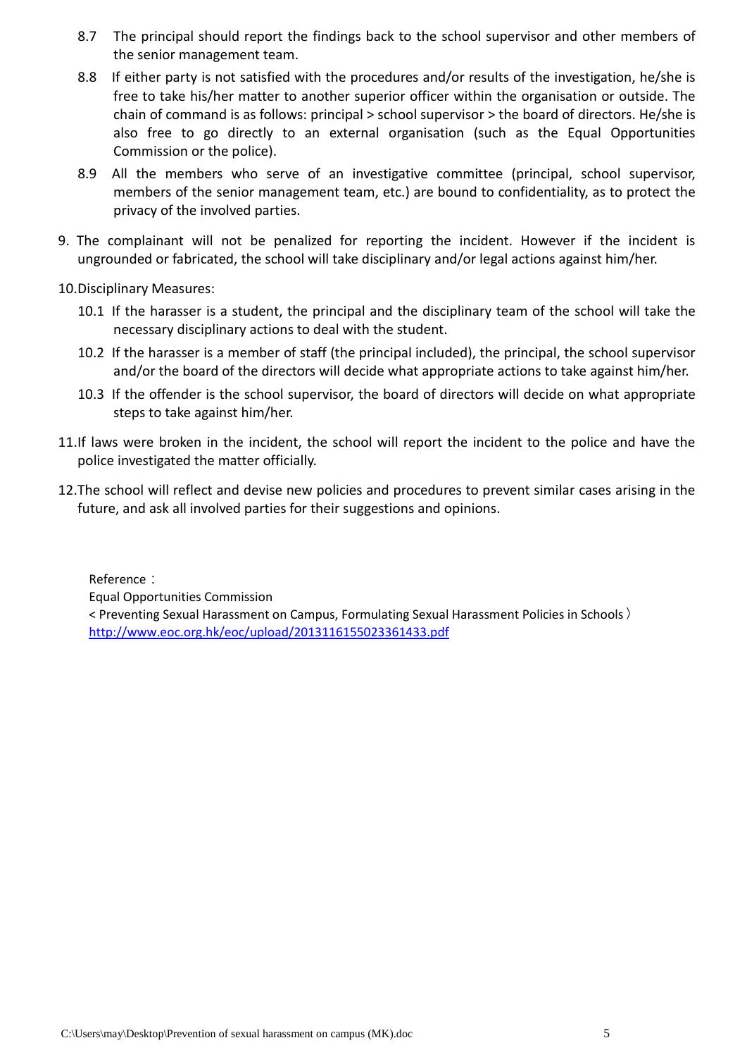8.7 The principal should report the findings back to the school supervisor and other members of the senior management team.

8.8 If either party is not satisfied with the procedures and/or results of the investigation, he/she is free to take his/her matter to another superior officer within the organisation or outside. The chain of command is as follows: principal > school supervisor > the board of directors. He/she is also free to go directly to an external organisation (such as the Equal Opportunities Commission or the police).

8.9 All the members who serve of an investigative committee (principal, school supervisor, members of the senior management team, etc.) are bound to confidentiality, as to protect the privacy of the involved parties.

9. The complainant will not be penalized for reporting the incident. However if the incident is ungrounded or fabricated, the school will take disciplinary and/or legal actions against him/her.

10. Disciplinary Measures:

10.1 If the harasser is a student, the principal and the disciplinary team of the school will take the necessary disciplinary actions to deal with the student.

10.2 If the harasser is a member of staff (the principal included), the principal, the school supervisor and/or the board of the directors will decide what appropriate actions to take against him/her.

10.3 If the offender is the school supervisor, the board of directors will decide on what appropriate steps to take against him/her.

11. If laws were broken in the incident, the school will report the incident to the police and have the police investigated the matter officially.

12. The school will reflect and devise new policies and procedures to prevent similar cases arising in the future, and ask all involved parties for their suggestions and opinions.

Reference：
Equal Opportunities Commission
< Preventing Sexual Harassment on Campus, Formulating Sexual Harassment Policies in Schools 〉
http://www.eoc.org.hk/eoc/upload/2013116155023361433.pdf